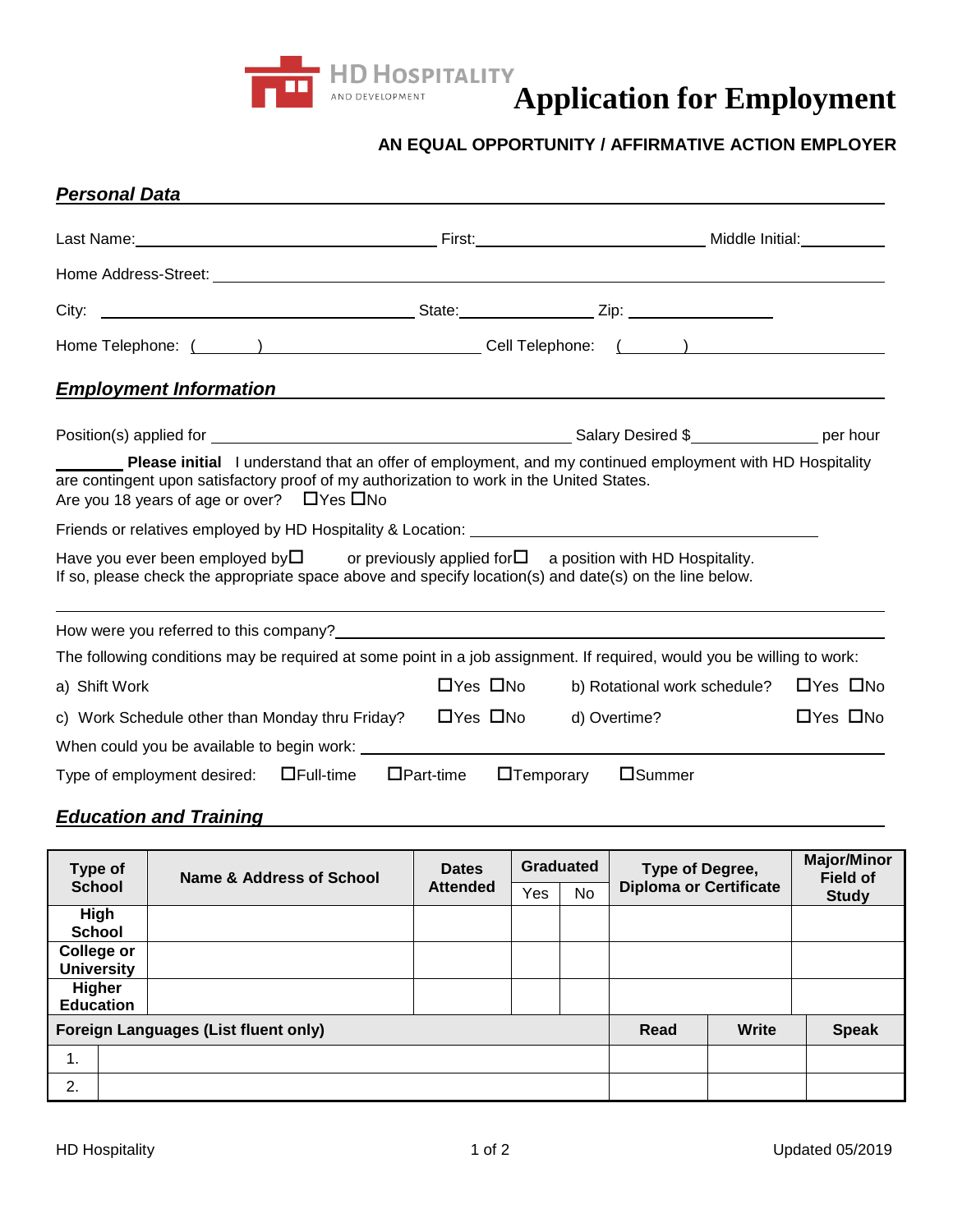HD HOSPITALITY
AND DEVELOPMENT

# Application for Employment

**AN EQUAL OPPORTUNITY / AFFIRMATIVE ACTION EMPLOYER**

## *Personal Data*

Last Name:\_\_\_\_\_\_\_\_\_\_\_\_\_\_\_\_\_\_\_\_ First:\_\_\_\_\_\_\_\_\_\_\_\_\_\_\_\_\_\_\_\_ Middle Initial:\_\_\_\_\_\_\_\_

Home Address-Street: \_\_\_\_\_\_\_\_\_\_\_\_\_\_\_\_\_\_\_\_\_\_\_\_\_\_\_\_\_\_\_\_\_\_\_\_\_\_\_\_

City: \_\_\_\_\_\_\_\_\_\_\_\_\_\_\_\_\_\_\_\_ State:\_\_\_\_\_\_\_\_\_\_\_\_ Zip: \_\_\_\_\_\_\_\_\_\_\_\_

Home Telephone: (\_\_\_\_\_\_) \_\_\_\_\_\_\_\_\_\_\_\_\_\_\_\_ Cell Telephone: (\_\_\_\_\_\_) \_\_\_\_\_\_\_\_\_\_\_\_\_\_\_\_

## *Employment Information*

Position(s) applied for \_\_\_\_\_\_\_\_\_\_\_\_\_\_\_\_\_\_\_\_\_\_\_\_\_\_\_\_ Salary Desired $\_\_\_\_\_\_\_\_\_\_\_\_ per hour

\_\_\_\_\_\_\_\_ **Please initial** I understand that an offer of employment, and my continued employment with HD Hospitality are contingent upon satisfactory proof of my authorization to work in the United States.

Are you 18 years of age or over? ☐Yes ☐No

Friends or relatives employed by HD Hospitality & Location: \_\_\_\_\_\_\_\_\_\_\_\_\_\_\_\_\_\_\_\_\_\_\_\_\_\_\_\_

Have you ever been employed by☐ or previously applied for☐ a position with HD Hospitality.
If so, please check the appropriate space above and specify location(s) and date(s) on the line below.

\_\_\_\_\_\_\_\_\_\_\_\_\_\_\_\_\_\_\_\_\_\_\_\_\_\_\_\_\_\_\_\_\_\_\_\_\_\_\_\_\_\_\_\_\_\_\_\_\_\_\_\_\_\_\_\_

How were you referred to this company?\_\_\_\_\_\_\_\_\_\_\_\_\_\_\_\_\_\_\_\_\_\_\_\_\_\_\_\_\_\_\_\_\_\_\_\_

The following conditions may be required at some point in a job assignment. If required, would you be willing to work:

a) Shift Work ☐Yes ☐No b) Rotational work schedule? ☐Yes ☐No

c) Work Schedule other than Monday thru Friday? ☐Yes ☐No d) Overtime? ☐Yes ☐No

When could you be available to begin work: \_\_\_\_\_\_\_\_\_\_\_\_\_\_\_\_\_\_\_\_\_\_\_\_\_\_\_\_\_\_\_\_

Type of employment desired: ☐Full-time ☐Part-time ☐Temporary ☐Summer

## *Education and Training*

| Type of School | Name & Address of School | Dates Attended | Graduated | | Type of Degree, Diploma or Certificate | Major/Minor Field of Study |
|---|---|---|---|---|---|---|
| | | | Yes | No | | |
| High School | | | | | | |
| College or University | | | | | | |
| Higher Education | | | | | | |

| Foreign Languages (List fluent only) | | Read | Write | Speak |
|---|---|---|---|---|
| 1. | | | | |
| 2. | | | | |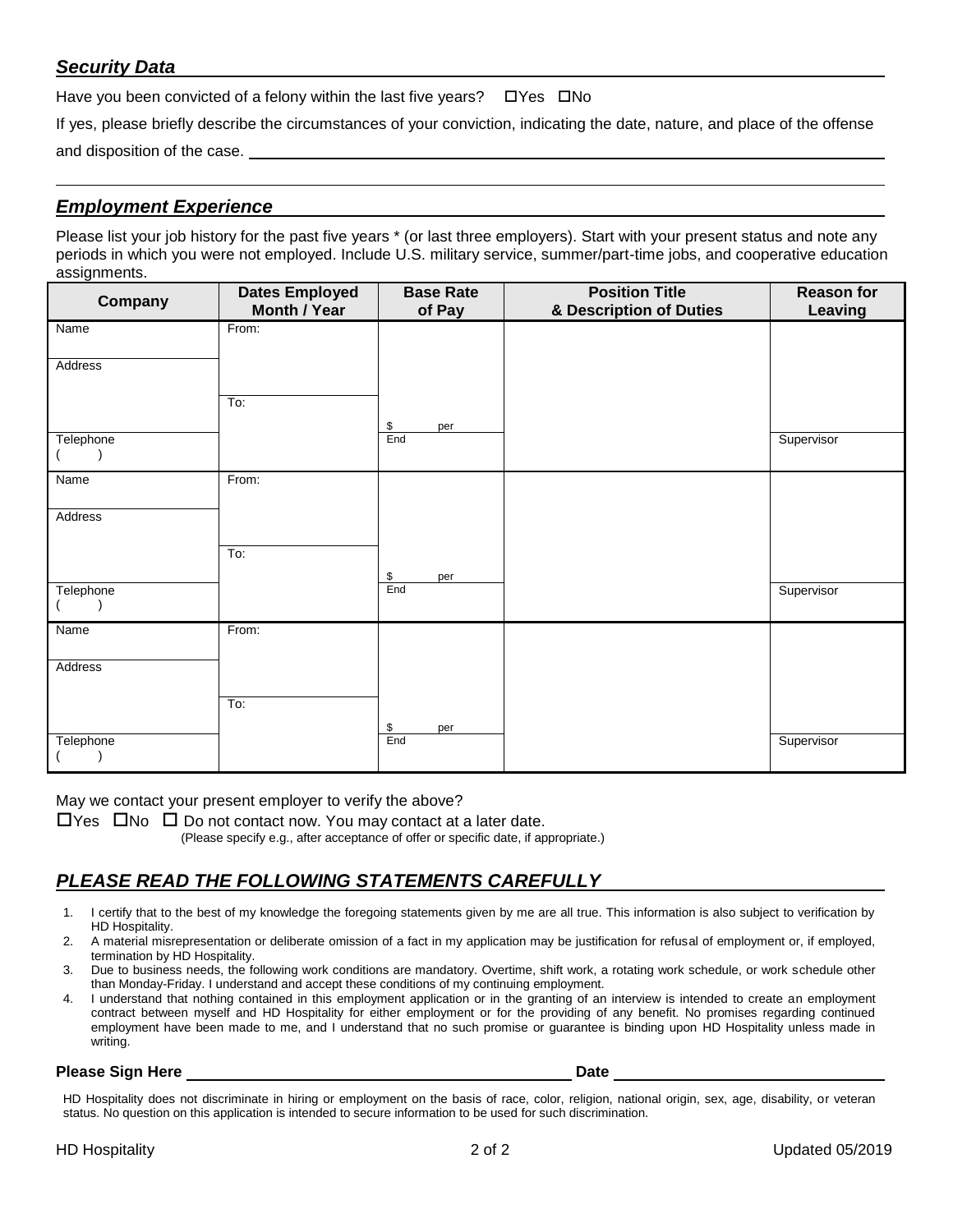## *Security Data*

Have you been convicted of a felony within the last five years? ☐Yes ☐No

If yes, please briefly describe the circumstances of your conviction, indicating the date, nature, and place of the offense and disposition of the case. \_\_\_\_\_\_\_\_\_\_\_\_\_\_\_\_\_\_\_\_\_\_\_\_\_\_\_\_\_\_\_\_\_\_\_\_\_\_\_\_\_\_\_\_\_\_\_\_\_\_\_\_

## *Employment Experience*

Please list your job history for the past five years * (or last three employers). Start with your present status and note any periods in which you were not employed. Include U.S. military service, summer/part-time jobs, and cooperative education assignments.

| Company | Dates Employed Month / Year | Base Rate of Pay | Position Title & Description of Duties | Reason for Leaving |
|---|---|---|---|---|
| Name | From: | | | |
| Address | To: | $ per | | |
| Telephone ( ) | | End | | Supervisor |
| Name | From: | | | |
| Address | To: | $ per | | |
| Telephone ( ) | | End | | Supervisor |
| Name | From: | | | |
| Address | To: | $ per | | |
| Telephone ( ) | | End | | Supervisor |

May we contact your present employer to verify the above?

☐Yes ☐No ☐ Do not contact now. You may contact at a later date.
(Please specify e.g., after acceptance of offer or specific date, if appropriate.)

## *PLEASE READ THE FOLLOWING STATEMENTS CAREFULLY*

1. I certify that to the best of my knowledge the foregoing statements given by me are all true. This information is also subject to verification by HD Hospitality.
2. A material misrepresentation or deliberate omission of a fact in my application may be justification for refusal of employment or, if employed, termination by HD Hospitality.
3. Due to business needs, the following work conditions are mandatory. Overtime, shift work, a rotating work schedule, or work schedule other than Monday-Friday. I understand and accept these conditions of my continuing employment.
4. I understand that nothing contained in this employment application or in the granting of an interview is intended to create an employment contract between myself and HD Hospitality for either employment or for the providing of any benefit. No promises regarding continued employment have been made to me, and I understand that no such promise or guarantee is binding upon HD Hospitality unless made in writing.

**Please Sign Here** \_\_\_\_\_\_\_\_\_\_\_\_\_\_\_\_\_\_\_\_\_\_\_\_\_\_\_\_\_\_\_\_ **Date** \_\_\_\_\_\_\_\_\_\_\_\_\_\_\_\_\_\_\_\_

HD Hospitality does not discriminate in hiring or employment on the basis of race, color, religion, national origin, sex, age, disability, or veteran status. No question on this application is intended to secure information to be used for such discrimination.

HD Hospitality Updated 05/2019